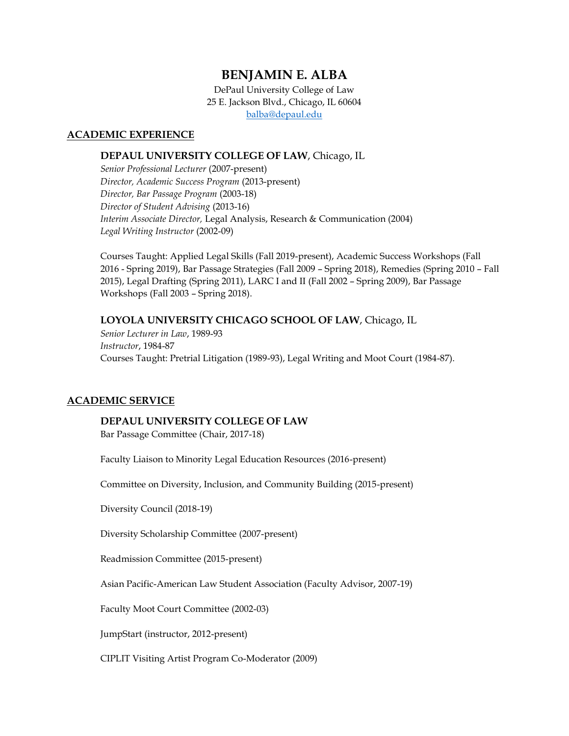# BENJAMIN E. ALBA

DePaul University College of Law
25 E. Jackson Blvd., Chicago, IL 60604
balba@depaul.edu

## ACADEMIC EXPERIENCE

### DEPAUL UNIVERSITY COLLEGE OF LAW, Chicago, IL

*Senior Professional Lecturer* (2007-present)
*Director, Academic Success Program* (2013-present)
*Director, Bar Passage Program* (2003-18)
*Director of Student Advising* (2013-16)
*Interim Associate Director,* Legal Analysis, Research & Communication (2004)
*Legal Writing Instructor* (2002-09)

Courses Taught: Applied Legal Skills (Fall 2019-present), Academic Success Workshops (Fall 2016 - Spring 2019), Bar Passage Strategies (Fall 2009 – Spring 2018), Remedies (Spring 2010 – Fall 2015), Legal Drafting (Spring 2011), LARC I and II (Fall 2002 – Spring 2009), Bar Passage Workshops (Fall 2003 – Spring 2018).

### LOYOLA UNIVERSITY CHICAGO SCHOOL OF LAW, Chicago, IL

*Senior Lecturer in Law*, 1989-93
*Instructor*, 1984-87
Courses Taught: Pretrial Litigation (1989-93), Legal Writing and Moot Court (1984-87).

## ACADEMIC SERVICE

### DEPAUL UNIVERSITY COLLEGE OF LAW

Bar Passage Committee (Chair, 2017-18)

Faculty Liaison to Minority Legal Education Resources (2016-present)

Committee on Diversity, Inclusion, and Community Building (2015-present)

Diversity Council (2018-19)

Diversity Scholarship Committee (2007-present)

Readmission Committee (2015-present)

Asian Pacific-American Law Student Association (Faculty Advisor, 2007-19)

Faculty Moot Court Committee (2002-03)

JumpStart (instructor, 2012-present)

CIPLIT Visiting Artist Program Co-Moderator (2009)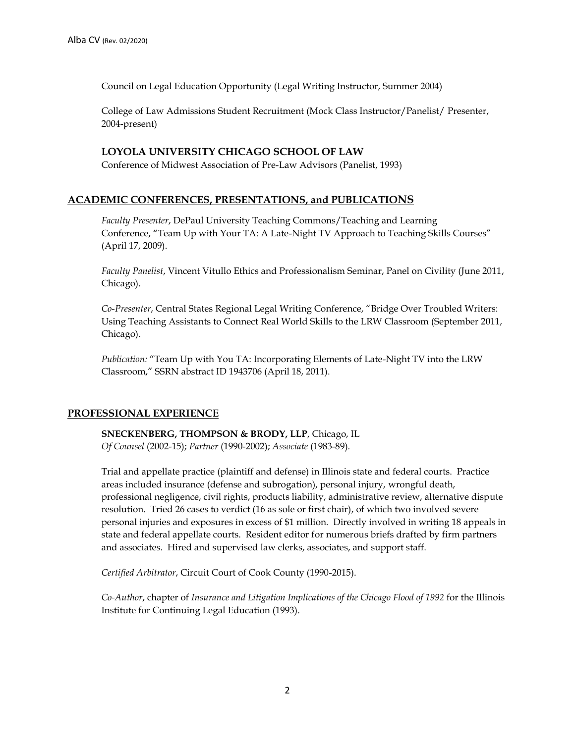Council on Legal Education Opportunity (Legal Writing Instructor, Summer 2004)

College of Law Admissions Student Recruitment (Mock Class Instructor/Panelist/ Presenter, 2004-present)

**LOYOLA UNIVERSITY CHICAGO SCHOOL OF LAW**
Conference of Midwest Association of Pre-Law Advisors (Panelist, 1993)

## ACADEMIC CONFERENCES, PRESENTATIONS, and PUBLICATIONS

*Faculty Presenter*, DePaul University Teaching Commons/Teaching and Learning Conference, "Team Up with Your TA: A Late-Night TV Approach to Teaching Skills Courses" (April 17, 2009).

*Faculty Panelist*, Vincent Vitullo Ethics and Professionalism Seminar, Panel on Civility (June 2011, Chicago).

*Co-Presenter*, Central States Regional Legal Writing Conference, "Bridge Over Troubled Writers: Using Teaching Assistants to Connect Real World Skills to the LRW Classroom (September 2011, Chicago).

*Publication:* "Team Up with You TA: Incorporating Elements of Late-Night TV into the LRW Classroom," SSRN abstract ID 1943706 (April 18, 2011).

## PROFESSIONAL EXPERIENCE

**SNECKENBERG, THOMPSON & BRODY, LLP**, Chicago, IL
*Of Counsel* (2002-15); *Partner* (1990-2002); *Associate* (1983-89).

Trial and appellate practice (plaintiff and defense) in Illinois state and federal courts. Practice areas included insurance (defense and subrogation), personal injury, wrongful death, professional negligence, civil rights, products liability, administrative review, alternative dispute resolution. Tried 26 cases to verdict (16 as sole or first chair), of which two involved severe personal injuries and exposures in excess of $1 million. Directly involved in writing 18 appeals in state and federal appellate courts. Resident editor for numerous briefs drafted by firm partners and associates. Hired and supervised law clerks, associates, and support staff.

*Certified Arbitrator*, Circuit Court of Cook County (1990-2015).

*Co-Author*, chapter of *Insurance and Litigation Implications of the Chicago Flood of 1992* for the Illinois Institute for Continuing Legal Education (1993).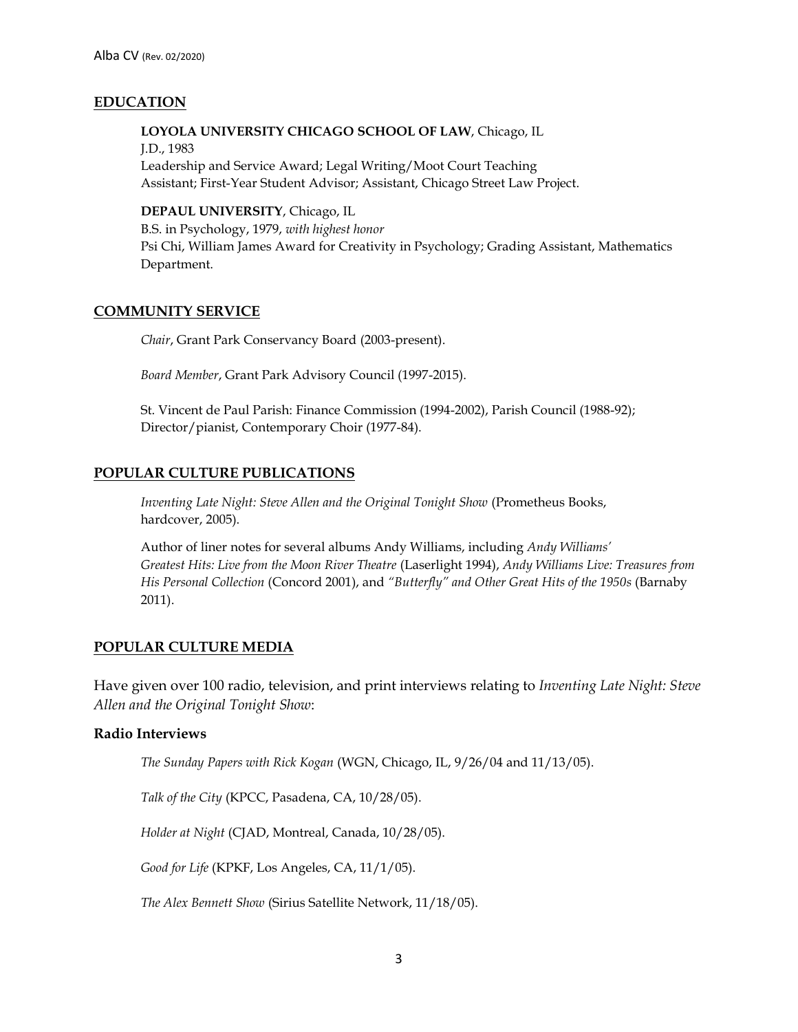## EDUCATION

**LOYOLA UNIVERSITY CHICAGO SCHOOL OF LAW**, Chicago, IL
J.D., 1983
Leadership and Service Award; Legal Writing/Moot Court Teaching Assistant; First-Year Student Advisor; Assistant, Chicago Street Law Project.

**DEPAUL UNIVERSITY**, Chicago, IL
B.S. in Psychology, 1979, *with highest honor*
Psi Chi, William James Award for Creativity in Psychology; Grading Assistant, Mathematics Department.

## COMMUNITY SERVICE

*Chair*, Grant Park Conservancy Board (2003-present).

*Board Member*, Grant Park Advisory Council (1997-2015).

St. Vincent de Paul Parish: Finance Commission (1994-2002), Parish Council (1988-92); Director/pianist, Contemporary Choir (1977-84).

## POPULAR CULTURE PUBLICATIONS

*Inventing Late Night: Steve Allen and the Original Tonight Show* (Prometheus Books, hardcover, 2005).

Author of liner notes for several albums Andy Williams, including *Andy Williams' Greatest Hits: Live from the Moon River Theatre* (Laserlight 1994), *Andy Williams Live: Treasures from His Personal Collection* (Concord 2001), and *"Butterfly" and Other Great Hits of the 1950s* (Barnaby 2011).

## POPULAR CULTURE MEDIA

Have given over 100 radio, television, and print interviews relating to *Inventing Late Night: Steve Allen and the Original Tonight Show*:

### Radio Interviews

*The Sunday Papers with Rick Kogan* (WGN, Chicago, IL, 9/26/04 and 11/13/05).

*Talk of the City* (KPCC, Pasadena, CA, 10/28/05).

*Holder at Night* (CJAD, Montreal, Canada, 10/28/05).

*Good for Life* (KPKF, Los Angeles, CA, 11/1/05).

*The Alex Bennett Show* (Sirius Satellite Network, 11/18/05).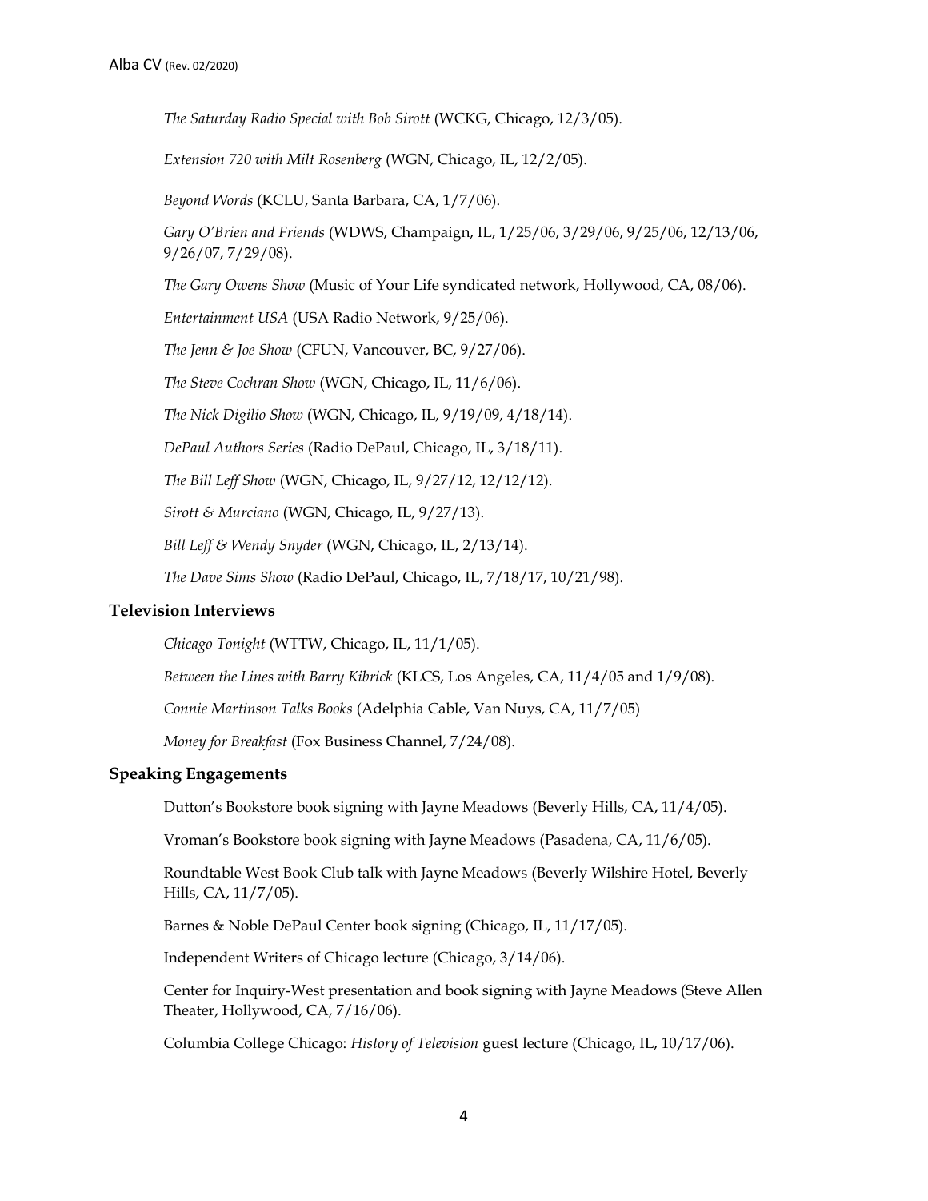*The Saturday Radio Special with Bob Sirott* (WCKG, Chicago, 12/3/05).

*Extension 720 with Milt Rosenberg* (WGN, Chicago, IL, 12/2/05).

*Beyond Words* (KCLU, Santa Barbara, CA, 1/7/06).

*Gary O'Brien and Friends* (WDWS, Champaign, IL, 1/25/06, 3/29/06, 9/25/06, 12/13/06, 9/26/07, 7/29/08).

*The Gary Owens Show* (Music of Your Life syndicated network, Hollywood, CA, 08/06).

*Entertainment USA* (USA Radio Network, 9/25/06).

*The Jenn & Joe Show* (CFUN, Vancouver, BC, 9/27/06).

*The Steve Cochran Show* (WGN, Chicago, IL, 11/6/06).

*The Nick Digilio Show* (WGN, Chicago, IL, 9/19/09, 4/18/14).

*DePaul Authors Series* (Radio DePaul, Chicago, IL, 3/18/11).

*The Bill Leff Show* (WGN, Chicago, IL, 9/27/12, 12/12/12).

*Sirott & Murciano* (WGN, Chicago, IL, 9/27/13).

*Bill Leff & Wendy Snyder* (WGN, Chicago, IL, 2/13/14).

*The Dave Sims Show* (Radio DePaul, Chicago, IL, 7/18/17, 10/21/98).

### Television Interviews

*Chicago Tonight* (WTTW, Chicago, IL, 11/1/05).

*Between the Lines with Barry Kibrick* (KLCS, Los Angeles, CA, 11/4/05 and 1/9/08).

*Connie Martinson Talks Books* (Adelphia Cable, Van Nuys, CA, 11/7/05)

*Money for Breakfast* (Fox Business Channel, 7/24/08).

### Speaking Engagements

Dutton's Bookstore book signing with Jayne Meadows (Beverly Hills, CA, 11/4/05).

Vroman's Bookstore book signing with Jayne Meadows (Pasadena, CA, 11/6/05).

Roundtable West Book Club talk with Jayne Meadows (Beverly Wilshire Hotel, Beverly Hills, CA, 11/7/05).

Barnes & Noble DePaul Center book signing (Chicago, IL, 11/17/05).

Independent Writers of Chicago lecture (Chicago, 3/14/06).

Center for Inquiry-West presentation and book signing with Jayne Meadows (Steve Allen Theater, Hollywood, CA, 7/16/06).

Columbia College Chicago: *History of Television* guest lecture (Chicago, IL, 10/17/06).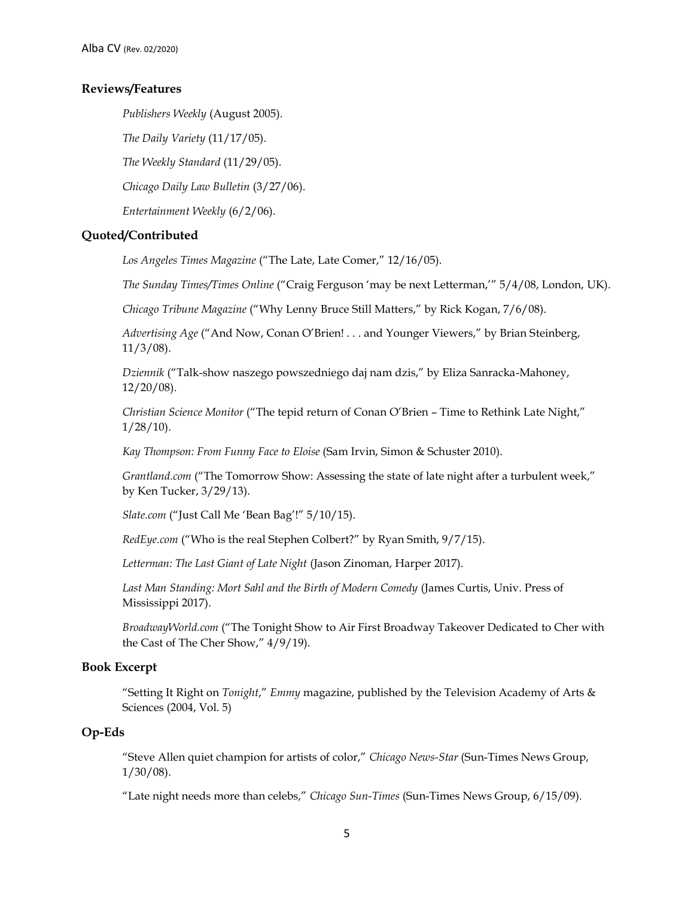## Reviews/Features

*Publishers Weekly* (August 2005).

*The Daily Variety* (11/17/05).

*The Weekly Standard* (11/29/05).

*Chicago Daily Law Bulletin* (3/27/06).

*Entertainment Weekly* (6/2/06).

## Quoted/Contributed

*Los Angeles Times Magazine* ("The Late, Late Comer," 12/16/05).

*The Sunday Times/Times Online* ("Craig Ferguson 'may be next Letterman,'" 5/4/08, London, UK).

*Chicago Tribune Magazine* ("Why Lenny Bruce Still Matters," by Rick Kogan, 7/6/08).

*Advertising Age* ("And Now, Conan O'Brien! . . . and Younger Viewers," by Brian Steinberg, 11/3/08).

*Dziennik* ("Talk-show naszego powszedniego daj nam dzis," by Eliza Sanracka-Mahoney, 12/20/08).

*Christian Science Monitor* ("The tepid return of Conan O'Brien – Time to Rethink Late Night," 1/28/10).

*Kay Thompson: From Funny Face to Eloise* (Sam Irvin, Simon & Schuster 2010).

*Grantland.com* ("The Tomorrow Show: Assessing the state of late night after a turbulent week," by Ken Tucker, 3/29/13).

*Slate.com* ("Just Call Me 'Bean Bag'!" 5/10/15).

*RedEye.com* ("Who is the real Stephen Colbert?" by Ryan Smith, 9/7/15).

*Letterman: The Last Giant of Late Night* (Jason Zinoman, Harper 2017).

*Last Man Standing: Mort Sahl and the Birth of Modern Comedy* (James Curtis, Univ. Press of Mississippi 2017).

*BroadwayWorld.com* ("The Tonight Show to Air First Broadway Takeover Dedicated to Cher with the Cast of The Cher Show," 4/9/19).

## Book Excerpt

"Setting It Right on *Tonight*," *Emmy* magazine, published by the Television Academy of Arts & Sciences (2004, Vol. 5)

## Op-Eds

"Steve Allen quiet champion for artists of color," *Chicago News-Star* (Sun-Times News Group, 1/30/08).

"Late night needs more than celebs," *Chicago Sun-Times* (Sun-Times News Group, 6/15/09).